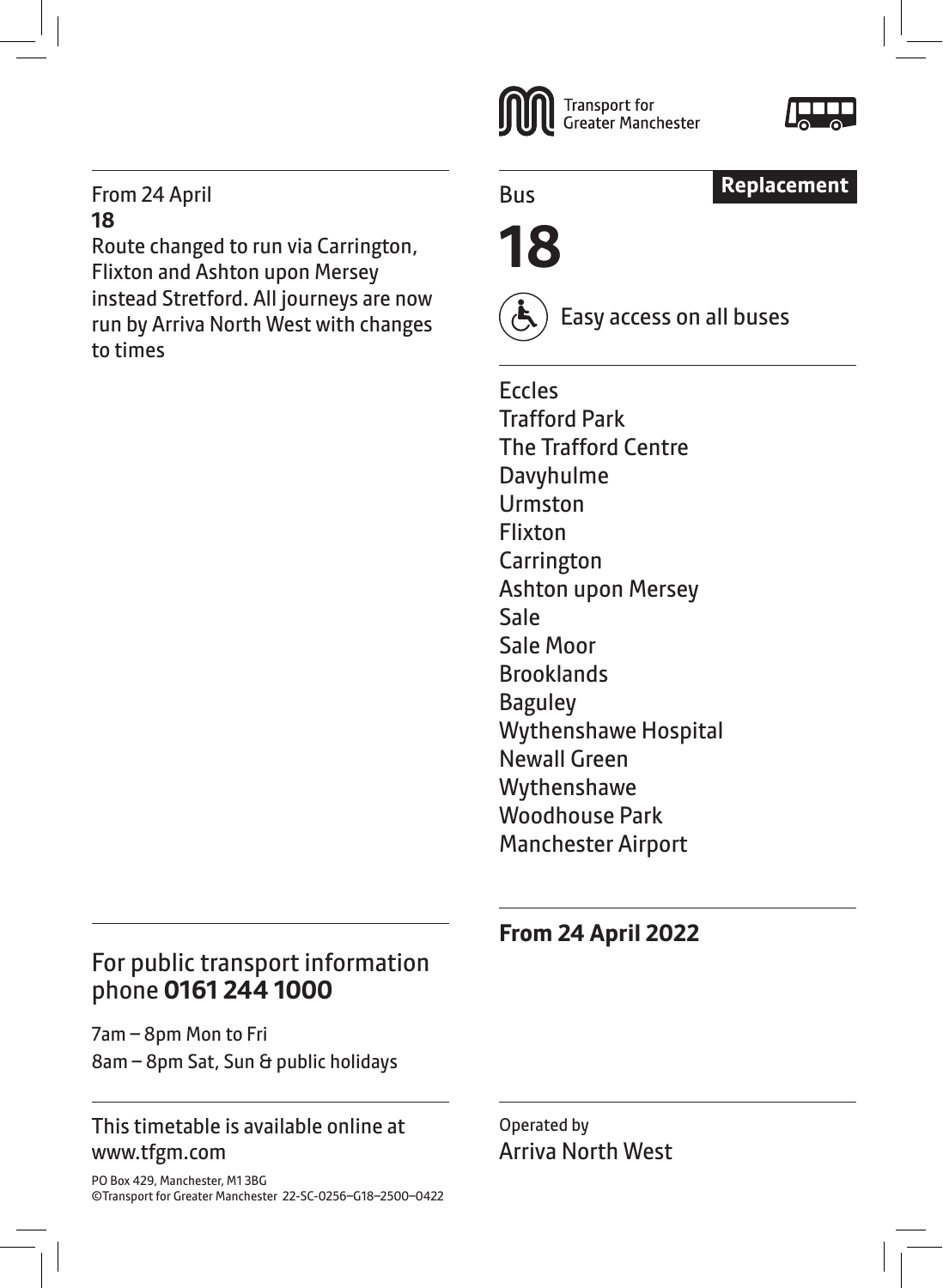Transport for Greater Manchester

Bus **Replacement**

# 18

Easy access on all buses

Eccles
Trafford Park
The Trafford Centre
Davyhulme
Urmston
Flixton
Carrington
Ashton upon Mersey
Sale
Sale Moor
Brooklands
Baguley
Wythenshawe Hospital
Newall Green
Wythenshawe
Woodhouse Park
Manchester Airport

**From 24 April 2022**

Operated by
Arriva North West

From 24 April
**18**
Route changed to run via Carrington, Flixton and Ashton upon Mersey instead Stretford. All journeys are now run by Arriva North West with changes to times

For public transport information phone **0161 244 1000**

7am – 8pm Mon to Fri
8am – 8pm Sat, Sun & public holidays

This timetable is available online at www.tfgm.com

PO Box 429, Manchester, M1 3BG
©Transport for Greater Manchester 22-SC-0256–G18–2500–0422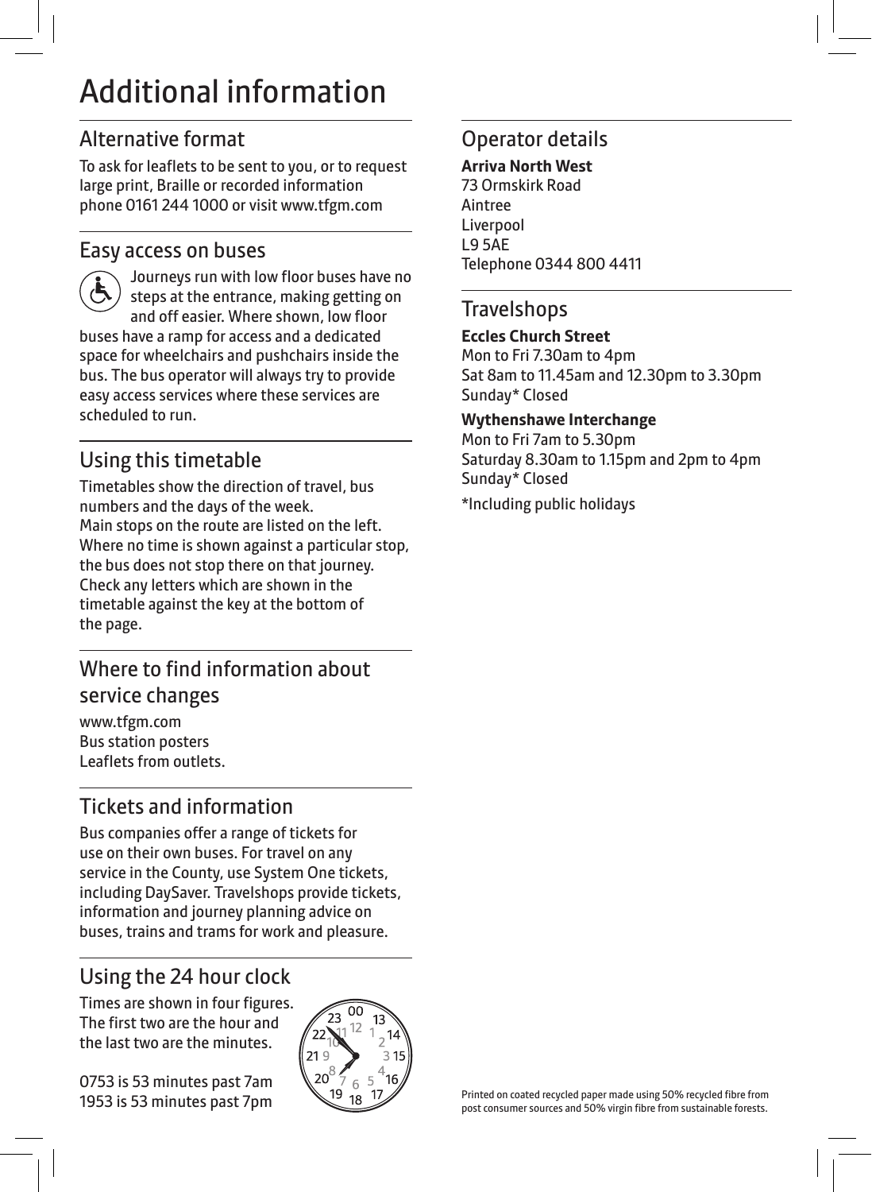# Additional information

## Alternative format

To ask for leaflets to be sent to you, or to request large print, Braille or recorded information phone 0161 244 1000 or visit www.tfgm.com

## Easy access on buses

Journeys run with low floor buses have no steps at the entrance, making getting on and off easier. Where shown, low floor buses have a ramp for access and a dedicated space for wheelchairs and pushchairs inside the bus. The bus operator will always try to provide easy access services where these services are scheduled to run.

## Using this timetable

Timetables show the direction of travel, bus numbers and the days of the week.
Main stops on the route are listed on the left. Where no time is shown against a particular stop, the bus does not stop there on that journey. Check any letters which are shown in the timetable against the key at the bottom of the page.

## Where to find information about service changes

www.tfgm.com
Bus station posters
Leaflets from outlets.

## Tickets and information

Bus companies offer a range of tickets for use on their own buses. For travel on any service in the County, use System One tickets, including DaySaver. Travelshops provide tickets, information and journey planning advice on buses, trains and trams for work and pleasure.

## Using the 24 hour clock

Times are shown in four figures. The first two are the hour and the last two are the minutes.

0753 is 53 minutes past 7am
1953 is 53 minutes past 7pm

## Operator details

**Arriva North West**
73 Ormskirk Road
Aintree
Liverpool
L9 5AE
Telephone 0344 800 4411

## Travelshops

**Eccles Church Street**
Mon to Fri 7.30am to 4pm
Sat 8am to 11.45am and 12.30pm to 3.30pm
Sunday* Closed

**Wythenshawe Interchange**
Mon to Fri 7am to 5.30pm
Saturday 8.30am to 1.15pm and 2pm to 4pm
Sunday* Closed

*Including public holidays

Printed on coated recycled paper made using 50% recycled fibre from post consumer sources and 50% virgin fibre from sustainable forests.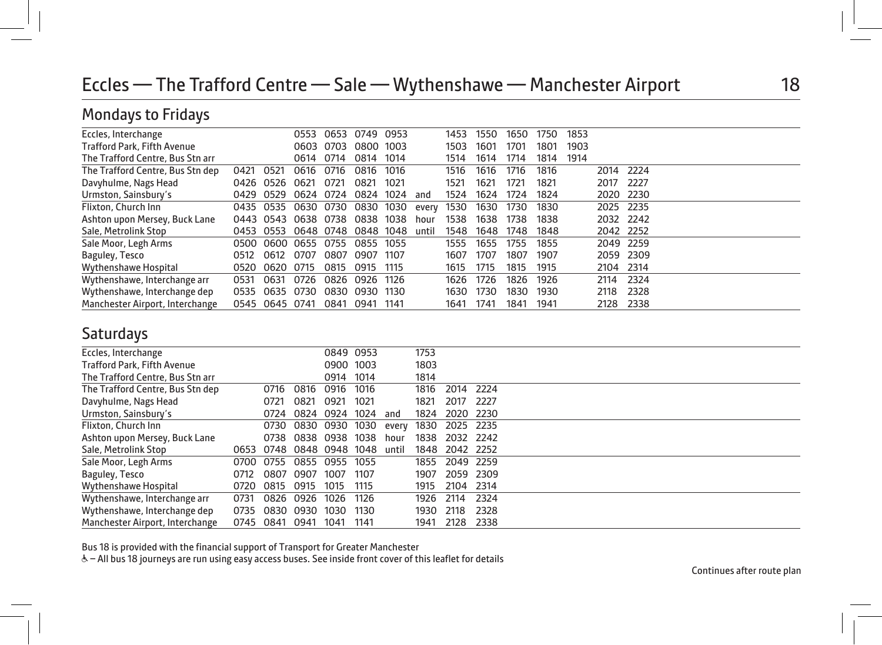# Eccles — The Trafford Centre — Sale — Wythenshawe — Manchester Airport

## Mondays to Fridays

| | | | | | | | | | | | | | | |
|---|---|---|---|---|---|---|---|---|---|---|---|---|---|---|
| Eccles, Interchange | | | 0553 | 0653 | 0749 | 0953 | | 1453 | 1550 | 1650 | 1750 | 1853 | | |
| Trafford Park, Fifth Avenue | | | 0603 | 0703 | 0800 | 1003 | | 1503 | 1601 | 1701 | 1801 | 1903 | | |
| The Trafford Centre, Bus Stn arr | | | 0614 | 0714 | 0814 | 1014 | | 1514 | 1614 | 1714 | 1814 | 1914 | | |
| The Trafford Centre, Bus Stn dep | 0421 | 0521 | 0616 | 0716 | 0816 | 1016 | | 1516 | 1616 | 1716 | 1816 | | 2014 | 2224 |
| Davyhulme, Nags Head | 0426 | 0526 | 0621 | 0721 | 0821 | 1021 | | 1521 | 1621 | 1721 | 1821 | | 2017 | 2227 |
| Urmston, Sainsbury's | 0429 | 0529 | 0624 | 0724 | 0824 | 1024 | and | 1524 | 1624 | 1724 | 1824 | | 2020 | 2230 |
| Flixton, Church Inn | 0435 | 0535 | 0630 | 0730 | 0830 | 1030 | every | 1530 | 1630 | 1730 | 1830 | | 2025 | 2235 |
| Ashton upon Mersey, Buck Lane | 0443 | 0543 | 0638 | 0738 | 0838 | 1038 | hour | 1538 | 1638 | 1738 | 1838 | | 2032 | 2242 |
| Sale, Metrolink Stop | 0453 | 0553 | 0648 | 0748 | 0848 | 1048 | until | 1548 | 1648 | 1748 | 1848 | | 2042 | 2252 |
| Sale Moor, Legh Arms | 0500 | 0600 | 0655 | 0755 | 0855 | 1055 | | 1555 | 1655 | 1755 | 1855 | | 2049 | 2259 |
| Baguley, Tesco | 0512 | 0612 | 0707 | 0807 | 0907 | 1107 | | 1607 | 1707 | 1807 | 1907 | | 2059 | 2309 |
| Wythenshawe Hospital | 0520 | 0620 | 0715 | 0815 | 0915 | 1115 | | 1615 | 1715 | 1815 | 1915 | | 2104 | 2314 |
| Wythenshawe, Interchange arr | 0531 | 0631 | 0726 | 0826 | 0926 | 1126 | | 1626 | 1726 | 1826 | 1926 | | 2114 | 2324 |
| Wythenshawe, Interchange dep | 0535 | 0635 | 0730 | 0830 | 0930 | 1130 | | 1630 | 1730 | 1830 | 1930 | | 2118 | 2328 |
| Manchester Airport, Interchange | 0545 | 0645 | 0741 | 0841 | 0941 | 1141 | | 1641 | 1741 | 1841 | 1941 | | 2128 | 2338 |

## Saturdays

| | | | | | | | | | |
|---|---|---|---|---|---|---|---|---|---|
| Eccles, Interchange | | | | 0849 | 0953 | | 1753 | | |
| Trafford Park, Fifth Avenue | | | | 0900 | 1003 | | 1803 | | |
| The Trafford Centre, Bus Stn arr | | | | 0914 | 1014 | | 1814 | | |
| The Trafford Centre, Bus Stn dep | | 0716 | 0816 | 0916 | 1016 | | 1816 | 2014 | 2224 |
| Davyhulme, Nags Head | | 0721 | 0821 | 0921 | 1021 | | 1821 | 2017 | 2227 |
| Urmston, Sainsbury's | | 0724 | 0824 | 0924 | 1024 | and | 1824 | 2020 | 2230 |
| Flixton, Church Inn | | 0730 | 0830 | 0930 | 1030 | every | 1830 | 2025 | 2235 |
| Ashton upon Mersey, Buck Lane | | 0738 | 0838 | 0938 | 1038 | hour | 1838 | 2032 | 2242 |
| Sale, Metrolink Stop | 0653 | 0748 | 0848 | 0948 | 1048 | until | 1848 | 2042 | 2252 |
| Sale Moor, Legh Arms | 0700 | 0755 | 0855 | 0955 | 1055 | | 1855 | 2049 | 2259 |
| Baguley, Tesco | 0712 | 0807 | 0907 | 1007 | 1107 | | 1907 | 2059 | 2309 |
| Wythenshawe Hospital | 0720 | 0815 | 0915 | 1015 | 1115 | | 1915 | 2104 | 2314 |
| Wythenshawe, Interchange arr | 0731 | 0826 | 0926 | 1026 | 1126 | | 1926 | 2114 | 2324 |
| Wythenshawe, Interchange dep | 0735 | 0830 | 0930 | 1030 | 1130 | | 1930 | 2118 | 2328 |
| Manchester Airport, Interchange | 0745 | 0841 | 0941 | 1041 | 1141 | | 1941 | 2128 | 2338 |

Bus 18 is provided with the financial support of Transport for Greater Manchester

♿ – All bus 18 journeys are run using easy access buses. See inside front cover of this leaflet for details

Continues after route plan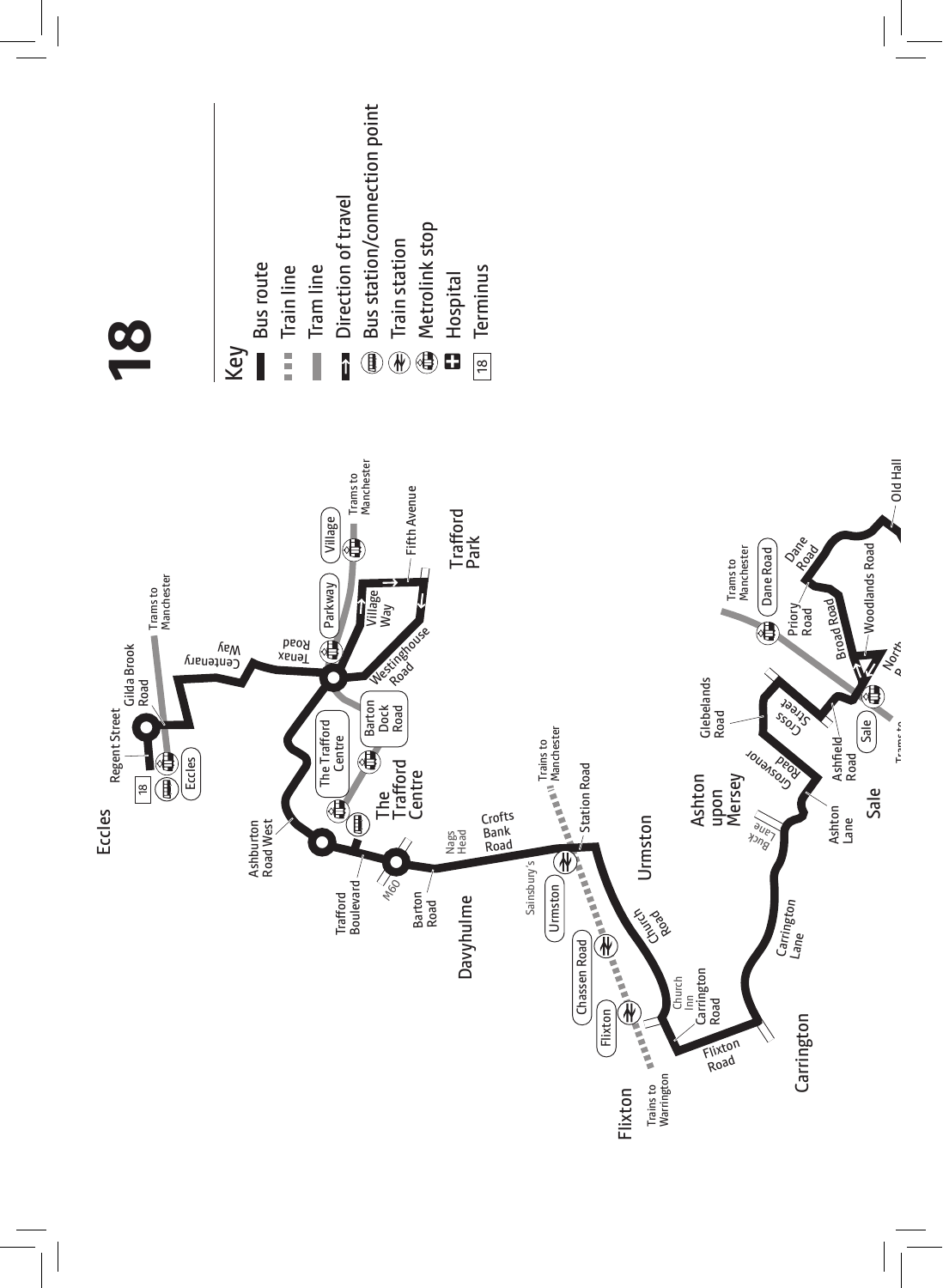# 18

## Key

- Bus route
- Train line
- Tram line
- Direction of travel
- Bus station/connection point
- Train station
- Metrolink stop
- Hospital
- 18 Terminus

Eccles

18 Eccles

Regent Street

Gilda Brook Road

Trams to Manchester

Centenary Way

Tenax Road

Parkway

Village

Trams to Manchester

Village Way

Fifth Avenue

Westinghouse Road

Trafford Park

The Trafford Centre

Barton Dock Road

The Trafford Centre

Ashburton Road West

Trafford Boulevard

M60

Barton Road

Nags Head

Crofts Bank Road

Davyhulme

Sainsbury's

Urmston

Trains to Manchester

Station Road

Urmston

Church Road

Chassen Road

Flixton

Church Inn

Carrington Road

Flixton Road

Trains to Warrington

Flixton

Carrington

Carrington Lane

Buck Lane

Ashton upon Mersey

Ashton Lane

Grosvenor Road

Glebelands Road

Cross Street

Ashfield Road

Sale

Sale

Trams to Manchester

Dane Road

Priory Road

Broad Road

Dane Road

Woodlands Road

Old Hall

North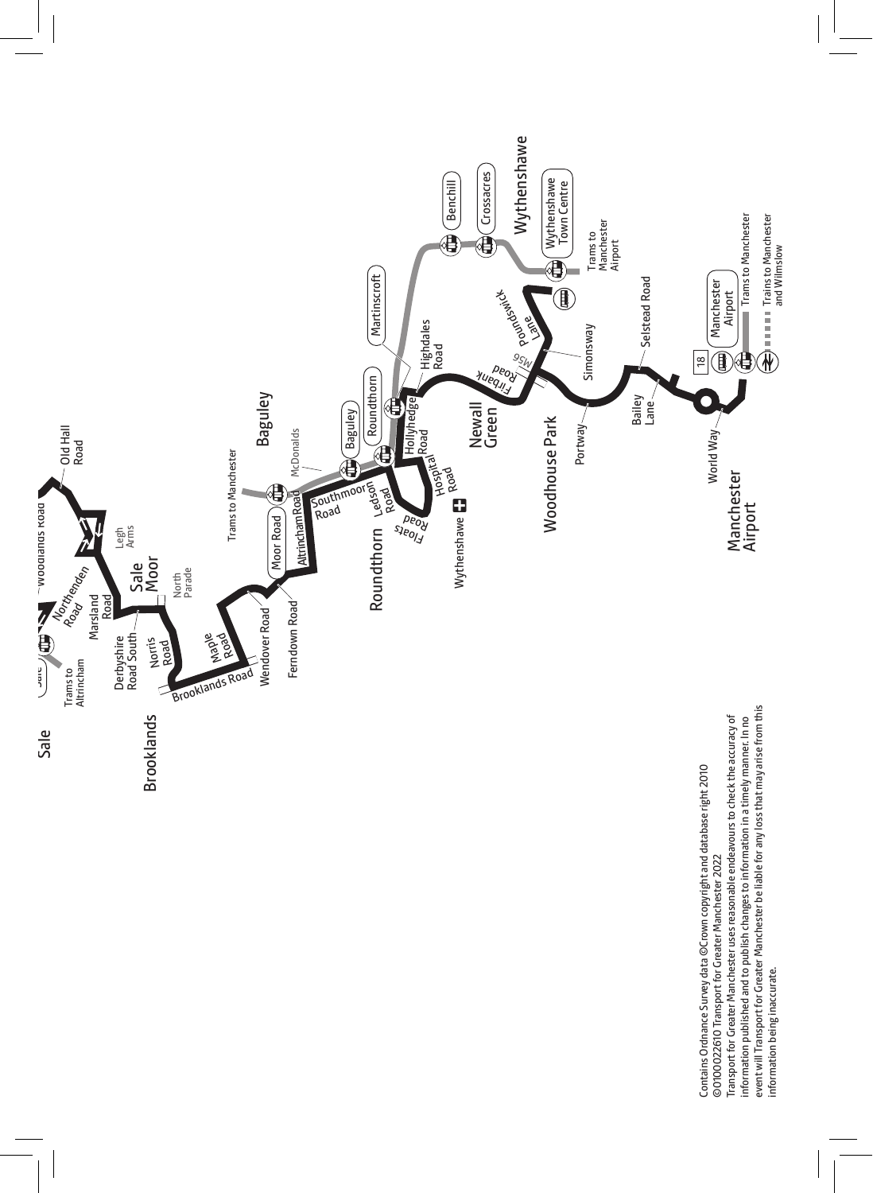Sale

Brooklands

Sale Moor

Baguley

Roundthorn

Newall Green

Woodhouse Park

Wythenshawe

Manchester Airport

Trams to Altrincham

Derbyshire Road South

Norris Road

Marsland Road

Northenden Road

Woodlands Road

Old Hall Road

Legh Arms

North Parade

Maple Road

Brooklands Road

Wendover Road

Ferndown Road

Moor Road

Altrincham Road

Trams to Manchester

McDonalds

Southmoor Road

Baguley

Roundthorn

Ledson Road

Floats Road

Hospital Road

Hollyhedge Road

Wythenshawe

Martinscroft

Highdales Road

Benchill

Crossacres

Wythenshawe Town Centre

Trams to Manchester Airport

Firbank Road

M56

Poundswick Lane

Simonsway

Portway

Selstead Road

Bailey Lane

World Way

18

Manchester Airport

Trams to Manchester

Trains to Manchester and Wilmslow

Contains Ordnance Survey data ©Crown copyright and database right 2010
©0100022610 Transport for Greater Manchester 2022
Transport for Greater Manchester uses reasonable endeavours to check the accuracy of information published and to publish changes to information in a timely manner. In no event will Transport for Greater Manchester be liable for any loss that may arise from this information being inaccurate.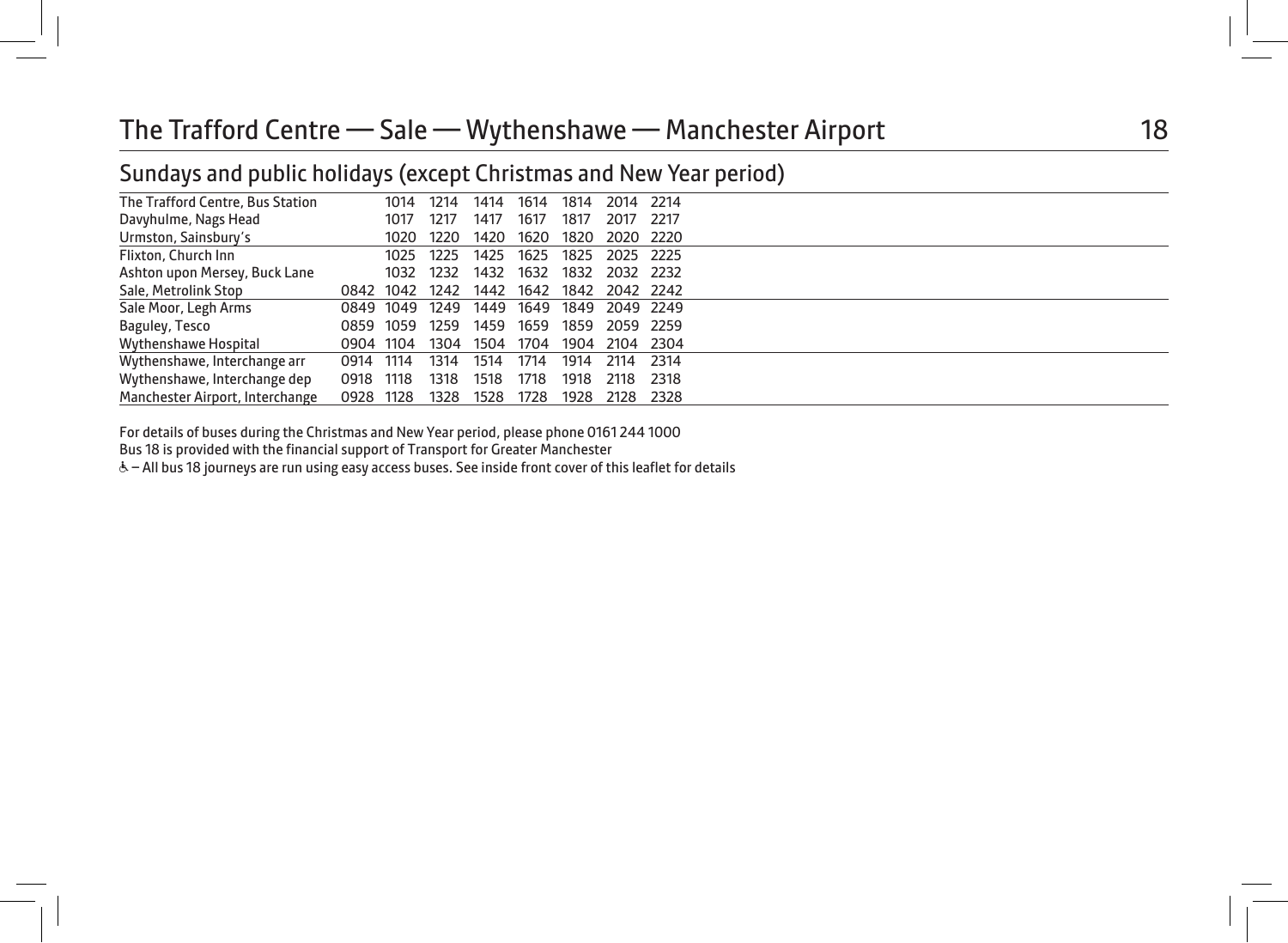# The Trafford Centre — Sale — Wythenshawe — Manchester Airport

## 18

## Sundays and public holidays (except Christmas and New Year period)

| | | | | | | | | |
|---|---|---|---|---|---|---|---|---|
| The Trafford Centre, Bus Station | | 1014 | 1214 | 1414 | 1614 | 1814 | 2014 | 2214 |
| Davyhulme, Nags Head | | 1017 | 1217 | 1417 | 1617 | 1817 | 2017 | 2217 |
| Urmston, Sainsbury's | | 1020 | 1220 | 1420 | 1620 | 1820 | 2020 | 2220 |
| Flixton, Church Inn | | 1025 | 1225 | 1425 | 1625 | 1825 | 2025 | 2225 |
| Ashton upon Mersey, Buck Lane | | 1032 | 1232 | 1432 | 1632 | 1832 | 2032 | 2232 |
| Sale, Metrolink Stop | 0842 | 1042 | 1242 | 1442 | 1642 | 1842 | 2042 | 2242 |
| Sale Moor, Legh Arms | 0849 | 1049 | 1249 | 1449 | 1649 | 1849 | 2049 | 2249 |
| Baguley, Tesco | 0859 | 1059 | 1259 | 1459 | 1659 | 1859 | 2059 | 2259 |
| Wythenshawe Hospital | 0904 | 1104 | 1304 | 1504 | 1704 | 1904 | 2104 | 2304 |
| Wythenshawe, Interchange arr | 0914 | 1114 | 1314 | 1514 | 1714 | 1914 | 2114 | 2314 |
| Wythenshawe, Interchange dep | 0918 | 1118 | 1318 | 1518 | 1718 | 1918 | 2118 | 2318 |
| Manchester Airport, Interchange | 0928 | 1128 | 1328 | 1528 | 1728 | 1928 | 2128 | 2328 |

For details of buses during the Christmas and New Year period, please phone 0161 244 1000

Bus 18 is provided with the financial support of Transport for Greater Manchester

♿ – All bus 18 journeys are run using easy access buses. See inside front cover of this leaflet for details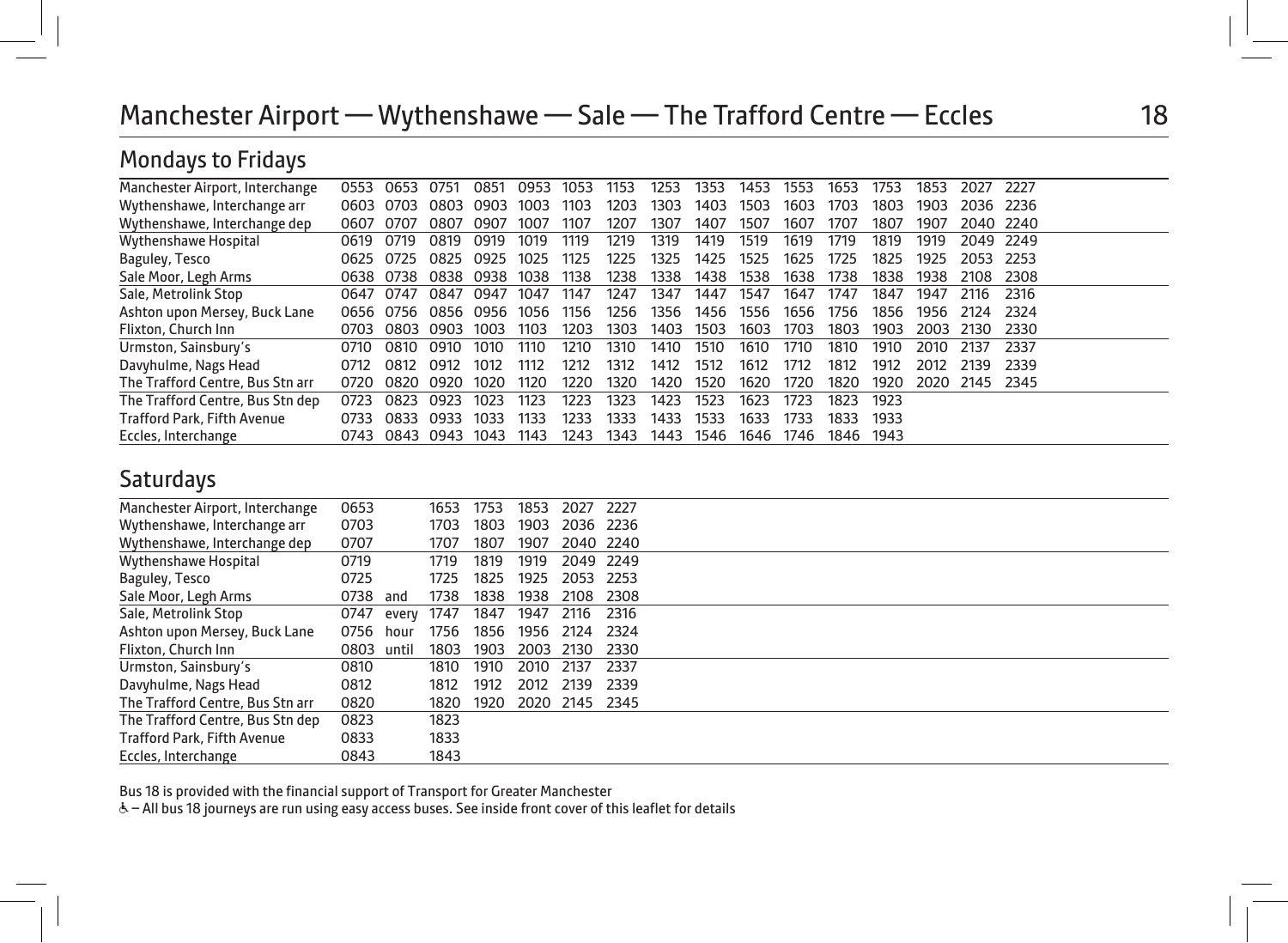# Manchester Airport — Wythenshawe — Sale — The Trafford Centre — Eccles

## Mondays to Fridays

| | | | | | | | | | | | | | | | | |
|---|---|---|---|---|---|---|---|---|---|---|---|---|---|---|---|---|
| Manchester Airport, Interchange | 0553 | 0653 | 0751 | 0851 | 0953 | 1053 | 1153 | 1253 | 1353 | 1453 | 1553 | 1653 | 1753 | 1853 | 2027 | 2227 |
| Wythenshawe, Interchange arr | 0603 | 0703 | 0803 | 0903 | 1003 | 1103 | 1203 | 1303 | 1403 | 1503 | 1603 | 1703 | 1803 | 1903 | 2036 | 2236 |
| Wythenshawe, Interchange dep | 0607 | 0707 | 0807 | 0907 | 1007 | 1107 | 1207 | 1307 | 1407 | 1507 | 1607 | 1707 | 1807 | 1907 | 2040 | 2240 |
| Wythenshawe Hospital | 0619 | 0719 | 0819 | 0919 | 1019 | 1119 | 1219 | 1319 | 1419 | 1519 | 1619 | 1719 | 1819 | 1919 | 2049 | 2249 |
| Baguley, Tesco | 0625 | 0725 | 0825 | 0925 | 1025 | 1125 | 1225 | 1325 | 1425 | 1525 | 1625 | 1725 | 1825 | 1925 | 2053 | 2253 |
| Sale Moor, Legh Arms | 0638 | 0738 | 0838 | 0938 | 1038 | 1138 | 1238 | 1338 | 1438 | 1538 | 1638 | 1738 | 1838 | 1938 | 2108 | 2308 |
| Sale, Metrolink Stop | 0647 | 0747 | 0847 | 0947 | 1047 | 1147 | 1247 | 1347 | 1447 | 1547 | 1647 | 1747 | 1847 | 1947 | 2116 | 2316 |
| Ashton upon Mersey, Buck Lane | 0656 | 0756 | 0856 | 0956 | 1056 | 1156 | 1256 | 1356 | 1456 | 1556 | 1656 | 1756 | 1856 | 1956 | 2124 | 2324 |
| Flixton, Church Inn | 0703 | 0803 | 0903 | 1003 | 1103 | 1203 | 1303 | 1403 | 1503 | 1603 | 1703 | 1803 | 1903 | 2003 | 2130 | 2330 |
| Urmston, Sainsbury's | 0710 | 0810 | 0910 | 1010 | 1110 | 1210 | 1310 | 1410 | 1510 | 1610 | 1710 | 1810 | 1910 | 2010 | 2137 | 2337 |
| Davyhulme, Nags Head | 0712 | 0812 | 0912 | 1012 | 1112 | 1212 | 1312 | 1412 | 1512 | 1612 | 1712 | 1812 | 1912 | 2012 | 2139 | 2339 |
| The Trafford Centre, Bus Stn arr | 0720 | 0820 | 0920 | 1020 | 1120 | 1220 | 1320 | 1420 | 1520 | 1620 | 1720 | 1820 | 1920 | 2020 | 2145 | 2345 |
| The Trafford Centre, Bus Stn dep | 0723 | 0823 | 0923 | 1023 | 1123 | 1223 | 1323 | 1423 | 1523 | 1623 | 1723 | 1823 | 1923 | | | |
| Trafford Park, Fifth Avenue | 0733 | 0833 | 0933 | 1033 | 1133 | 1233 | 1333 | 1433 | 1533 | 1633 | 1733 | 1833 | 1933 | | | |
| Eccles, Interchange | 0743 | 0843 | 0943 | 1043 | 1143 | 1243 | 1343 | 1443 | 1546 | 1646 | 1746 | 1846 | 1943 | | | |

## Saturdays

| | | | | | | | |
|---|---|---|---|---|---|---|---|
| Manchester Airport, Interchange | 0653 | | 1653 | 1753 | 1853 | 2027 | 2227 |
| Wythenshawe, Interchange arr | 0703 | | 1703 | 1803 | 1903 | 2036 | 2236 |
| Wythenshawe, Interchange dep | 0707 | | 1707 | 1807 | 1907 | 2040 | 2240 |
| Wythenshawe Hospital | 0719 | | 1719 | 1819 | 1919 | 2049 | 2249 |
| Baguley, Tesco | 0725 | | 1725 | 1825 | 1925 | 2053 | 2253 |
| Sale Moor, Legh Arms | 0738 | and | 1738 | 1838 | 1938 | 2108 | 2308 |
| Sale, Metrolink Stop | 0747 | every | 1747 | 1847 | 1947 | 2116 | 2316 |
| Ashton upon Mersey, Buck Lane | 0756 | hour | 1756 | 1856 | 1956 | 2124 | 2324 |
| Flixton, Church Inn | 0803 | until | 1803 | 1903 | 2003 | 2130 | 2330 |
| Urmston, Sainsbury's | 0810 | | 1810 | 1910 | 2010 | 2137 | 2337 |
| Davyhulme, Nags Head | 0812 | | 1812 | 1912 | 2012 | 2139 | 2339 |
| The Trafford Centre, Bus Stn arr | 0820 | | 1820 | 1920 | 2020 | 2145 | 2345 |
| The Trafford Centre, Bus Stn dep | 0823 | | 1823 | | | | |
| Trafford Park, Fifth Avenue | 0833 | | 1833 | | | | |
| Eccles, Interchange | 0843 | | 1843 | | | | |

Bus 18 is provided with the financial support of Transport for Greater Manchester

♿ – All bus 18 journeys are run using easy access buses. See inside front cover of this leaflet for details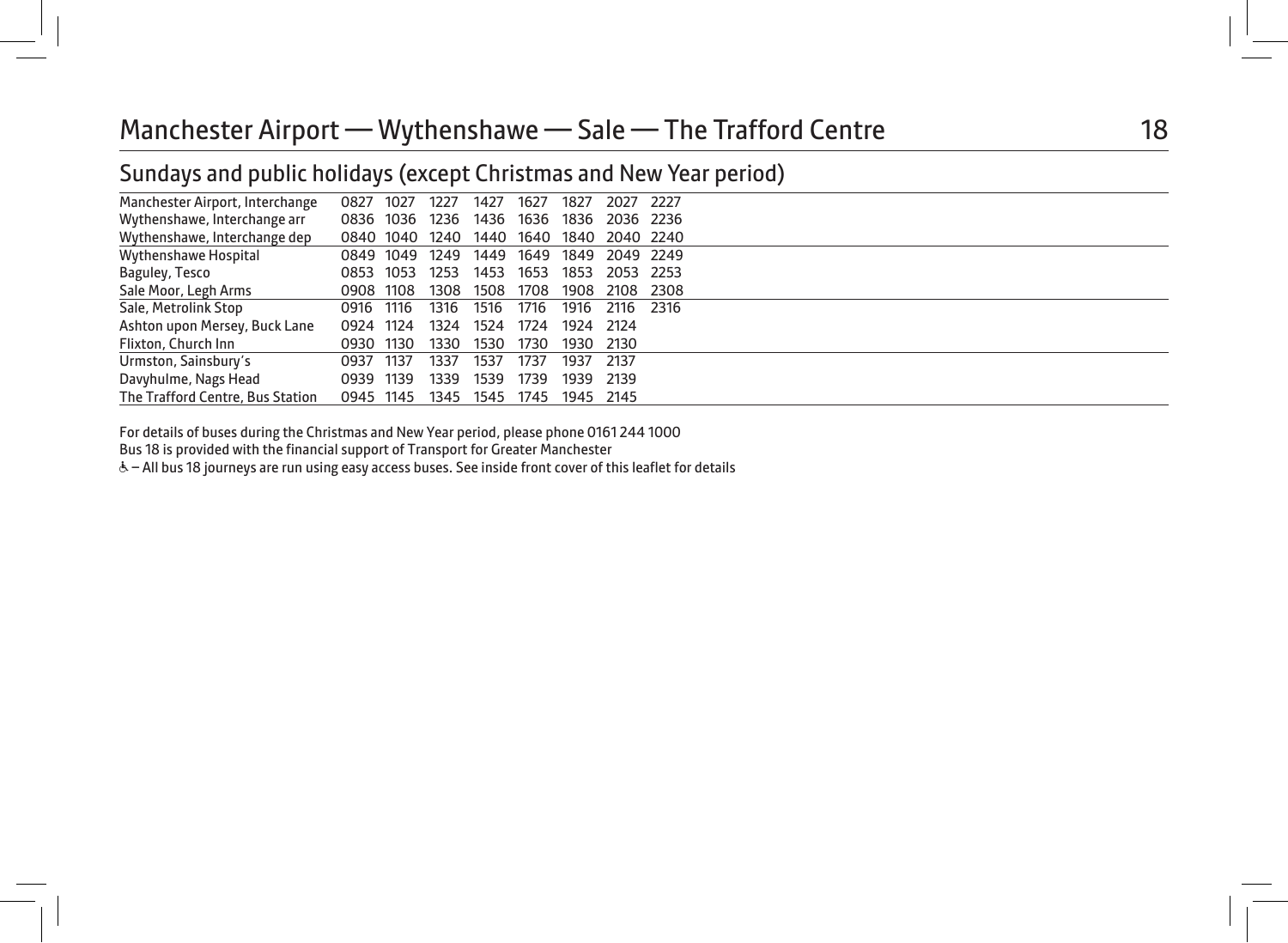## Manchester Airport — Wythenshawe — Sale — The Trafford Centre 18

### Sundays and public holidays (except Christmas and New Year period)

| | | | | | | | | |
|---|---|---|---|---|---|---|---|---|
| Manchester Airport, Interchange | 0827 | 1027 | 1227 | 1427 | 1627 | 1827 | 2027 | 2227 |
| Wythenshawe, Interchange arr | 0836 | 1036 | 1236 | 1436 | 1636 | 1836 | 2036 | 2236 |
| Wythenshawe, Interchange dep | 0840 | 1040 | 1240 | 1440 | 1640 | 1840 | 2040 | 2240 |
| Wythenshawe Hospital | 0849 | 1049 | 1249 | 1449 | 1649 | 1849 | 2049 | 2249 |
| Baguley, Tesco | 0853 | 1053 | 1253 | 1453 | 1653 | 1853 | 2053 | 2253 |
| Sale Moor, Legh Arms | 0908 | 1108 | 1308 | 1508 | 1708 | 1908 | 2108 | 2308 |
| Sale, Metrolink Stop | 0916 | 1116 | 1316 | 1516 | 1716 | 1916 | 2116 | 2316 |
| Ashton upon Mersey, Buck Lane | 0924 | 1124 | 1324 | 1524 | 1724 | 1924 | 2124 | |
| Flixton, Church Inn | 0930 | 1130 | 1330 | 1530 | 1730 | 1930 | 2130 | |
| Urmston, Sainsbury's | 0937 | 1137 | 1337 | 1537 | 1737 | 1937 | 2137 | |
| Davyhulme, Nags Head | 0939 | 1139 | 1339 | 1539 | 1739 | 1939 | 2139 | |
| The Trafford Centre, Bus Station | 0945 | 1145 | 1345 | 1545 | 1745 | 1945 | 2145 | |

For details of buses during the Christmas and New Year period, please phone 0161 244 1000

Bus 18 is provided with the financial support of Transport for Greater Manchester

♿ – All bus 18 journeys are run using easy access buses. See inside front cover of this leaflet for details